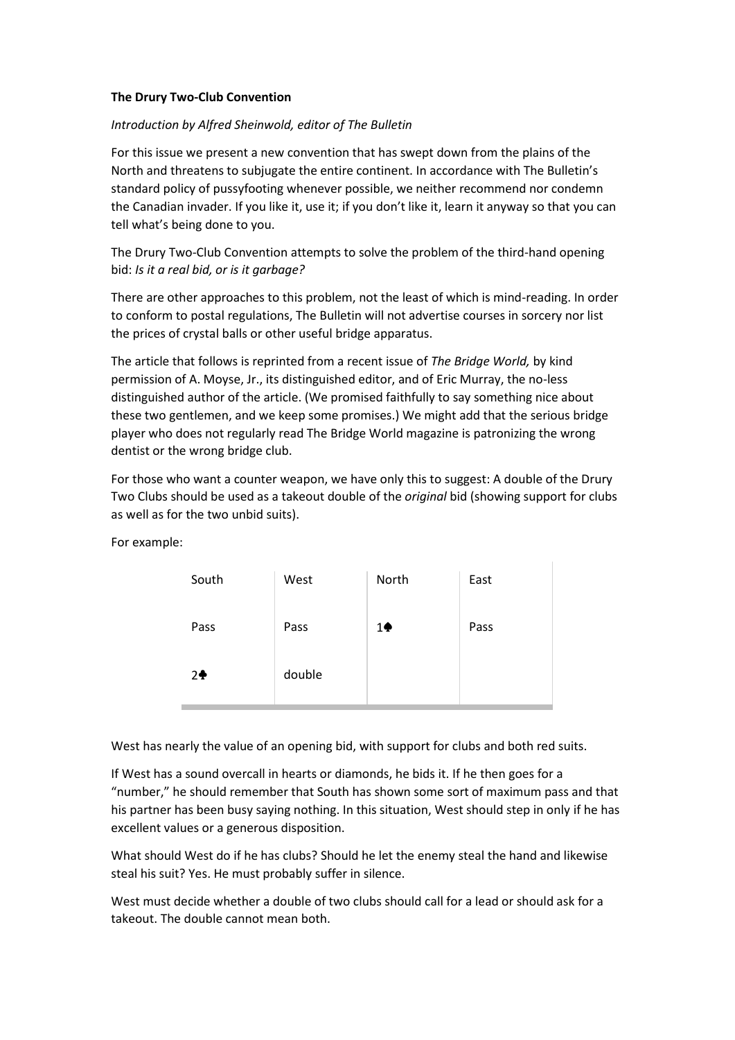**The Drury Two-Club Convention**

*Introduction by Alfred Sheinwold, editor of The Bulletin*

For this issue we present a new convention that has swept down from the plains of the North and threatens to subjugate the entire continent. In accordance with The Bulletin's standard policy of pussyfooting whenever possible, we neither recommend nor condemn the Canadian invader. If you like it, use it; if you don't like it, learn it anyway so that you can tell what's being done to you.

The Drury Two-Club Convention attempts to solve the problem of the third-hand opening bid: *Is it a real bid, or is it garbage?*

There are other approaches to this problem, not the least of which is mind-reading. In order to conform to postal regulations, The Bulletin will not advertise courses in sorcery nor list the prices of crystal balls or other useful bridge apparatus.

The article that follows is reprinted from a recent issue of *The Bridge World,* by kind permission of A. Moyse, Jr., its distinguished editor, and of Eric Murray, the no-less distinguished author of the article. (We promised faithfully to say something nice about these two gentlemen, and we keep some promises.) We might add that the serious bridge player who does not regularly read The Bridge World magazine is patronizing the wrong dentist or the wrong bridge club.

For those who want a counter weapon, we have only this to suggest: A double of the Drury Two Clubs should be used as a takeout double of the *original* bid (showing support for clubs as well as for the two unbid suits).

For example:

| South | West | North | East |
|---|---|---|---|
| Pass | Pass | 1♠ | Pass |
| 2♣ | double | | |

West has nearly the value of an opening bid, with support for clubs and both red suits.

If West has a sound overcall in hearts or diamonds, he bids it. If he then goes for a "number," he should remember that South has shown some sort of maximum pass and that his partner has been busy saying nothing. In this situation, West should step in only if he has excellent values or a generous disposition.

What should West do if he has clubs? Should he let the enemy steal the hand and likewise steal his suit? Yes. He must probably suffer in silence.

West must decide whether a double of two clubs should call for a lead or should ask for a takeout. The double cannot mean both.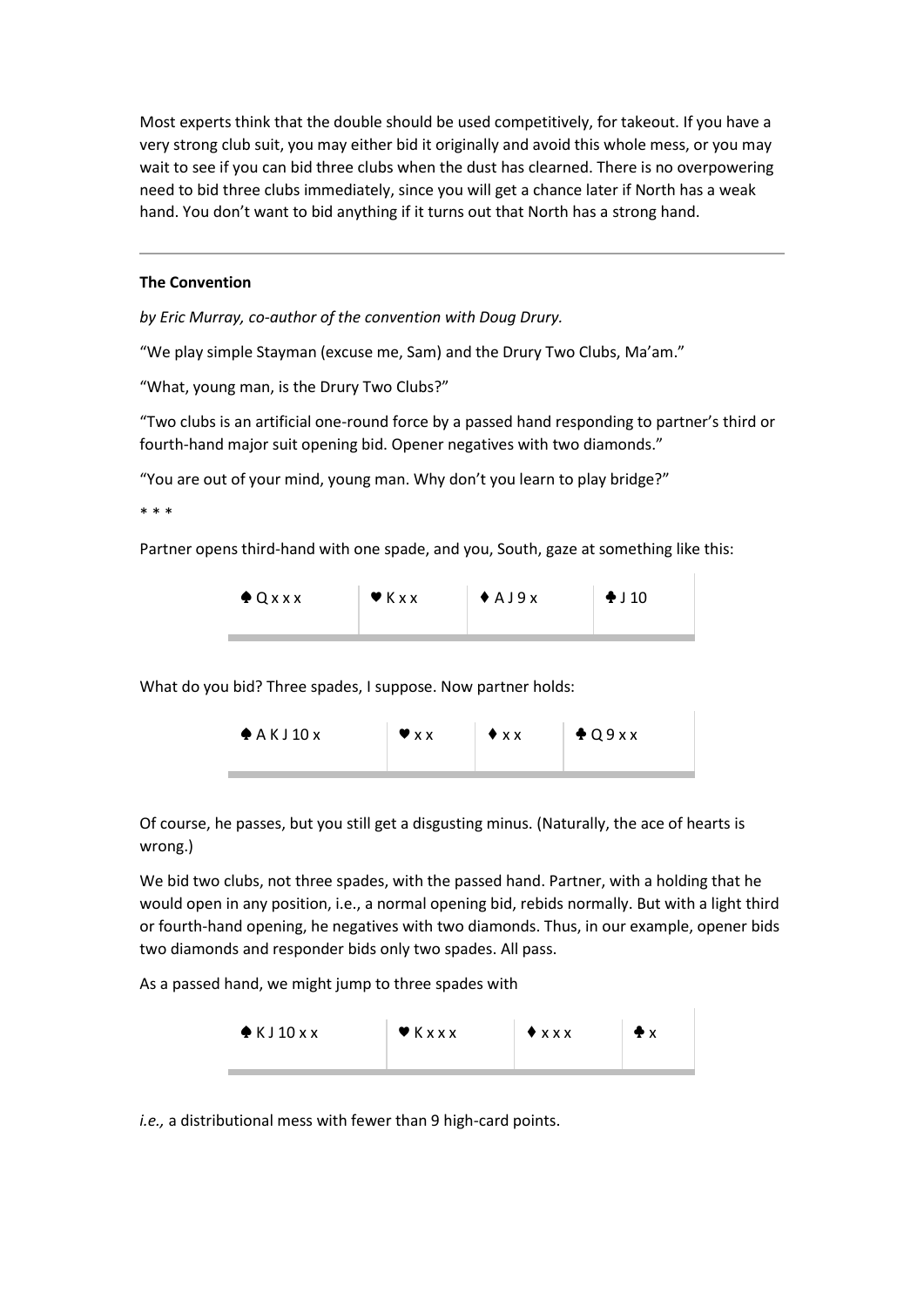Most experts think that the double should be used competitively, for takeout. If you have a very strong club suit, you may either bid it originally and avoid this whole mess, or you may wait to see if you can bid three clubs when the dust has cleared. There is no overpowering need to bid three clubs immediately, since you will get a chance later if North has a weak hand. You don't want to bid anything if it turns out that North has a strong hand.

---

**The Convention**

*by Eric Murray, co-author of the convention with Doug Drury.*

"We play simple Stayman (excuse me, Sam) and the Drury Two Clubs, Ma'am."

"What, young man, is the Drury Two Clubs?"

"Two clubs is an artificial one-round force by a passed hand responding to partner's third or fourth-hand major suit opening bid. Opener negatives with two diamonds."

"You are out of your mind, young man. Why don't you learn to play bridge?"

\* \* \*

Partner opens third-hand with one spade, and you, South, gaze at something like this:

| ♠ Q x x x | ♥ K x x | ♦ A J 9 x | ♣ J 10 |
|---|---|---|---|

What do you bid? Three spades, I suppose. Now partner holds:

| ♠ A K J 10 x | ♥ x x | ♦ x x | ♣ Q 9 x x |
|---|---|---|---|

Of course, he passes, but you still get a disgusting minus. (Naturally, the ace of hearts is wrong.)

We bid two clubs, not three spades, with the passed hand. Partner, with a holding that he would open in any position, i.e., a normal opening bid, rebids normally. But with a light third or fourth-hand opening, he negatives with two diamonds. Thus, in our example, opener bids two diamonds and responder bids only two spades. All pass.

As a passed hand, we might jump to three spades with

| ♠ K J 10 x x | ♥ K x x x | ♦ x x x | ♣ x |
|---|---|---|---|

*i.e.,* a distributional mess with fewer than 9 high-card points.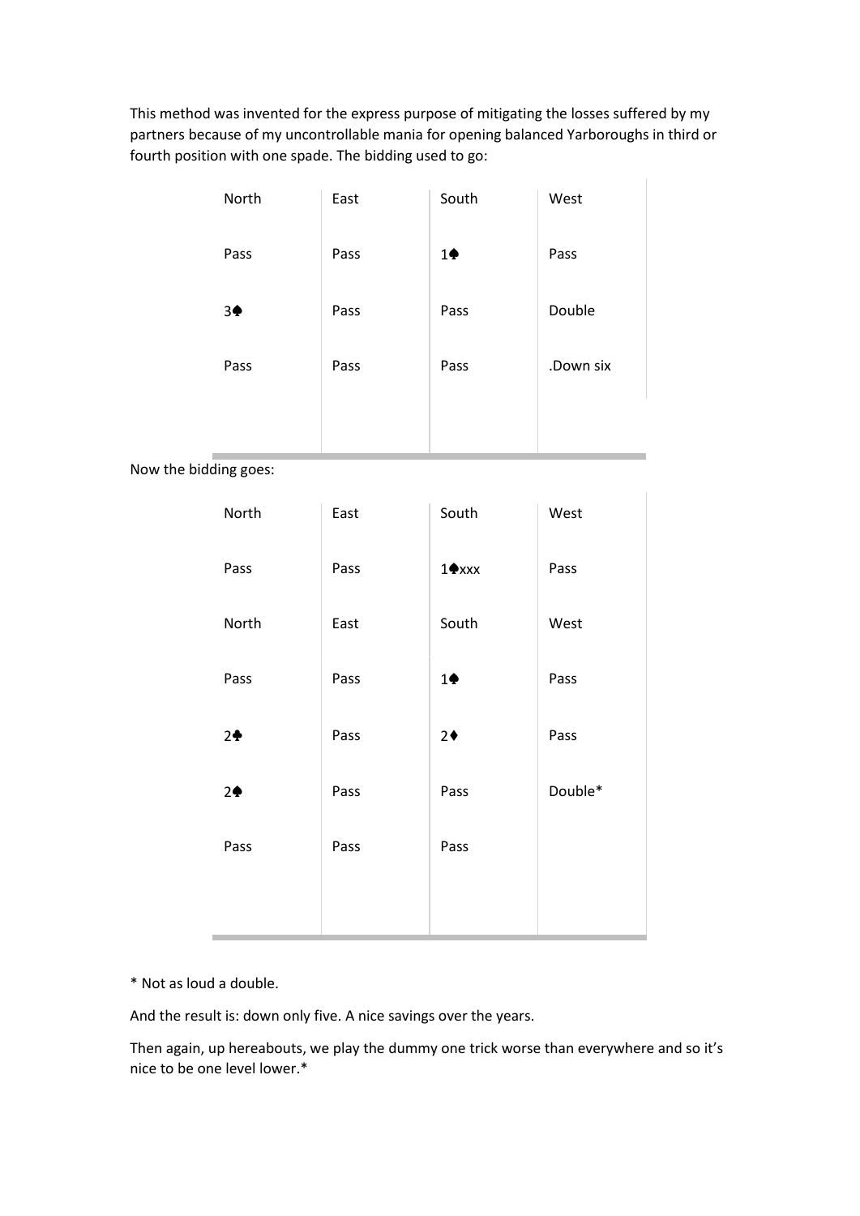This method was invented for the express purpose of mitigating the losses suffered by my partners because of my uncontrollable mania for opening balanced Yarboroughs in third or fourth position with one spade. The bidding used to go:

| North | East | South | West |
|---|---|---|---|
| Pass | Pass | 1♠ | Pass |
| 3♠ | Pass | Pass | Double |
| Pass | Pass | Pass | .Down six |

Now the bidding goes:

| North | East | South | West |
|---|---|---|---|
| Pass | Pass | 1♠xxx | Pass |

| North | East | South | West |
|---|---|---|---|
| Pass | Pass | 1♠ | Pass |
| 2♣ | Pass | 2♦ | Pass |
| 2♠ | Pass | Pass | Double* |
| Pass | Pass | Pass | |

* Not as loud a double.

And the result is: down only five. A nice savings over the years.

Then again, up hereabouts, we play the dummy one trick worse than everywhere and so it's nice to be one level lower.*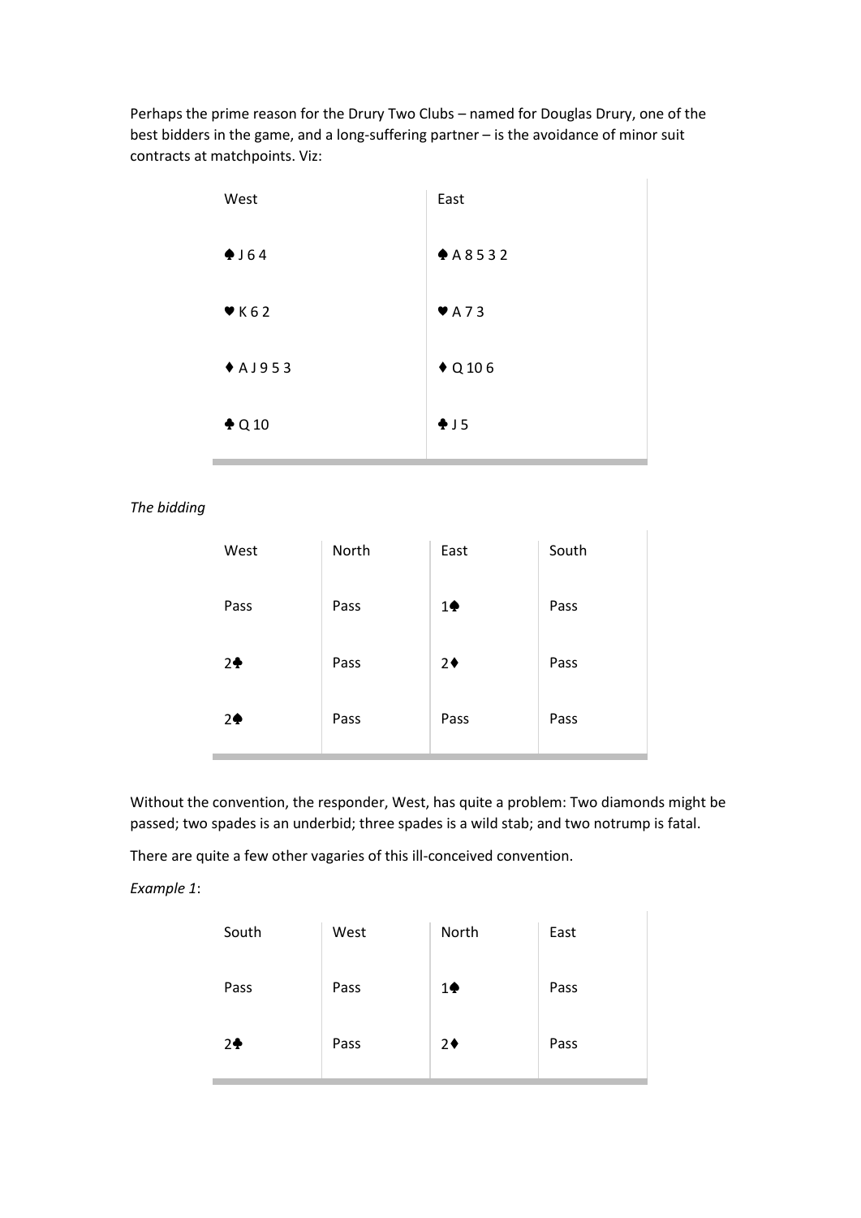Perhaps the prime reason for the Drury Two Clubs – named for Douglas Drury, one of the best bidders in the game, and a long-suffering partner – is the avoidance of minor suit contracts at matchpoints. Viz:

| West | East |
|---|---|
| ♠ J 6 4 | ♠ A 8 5 3 2 |
| ♥ K 6 2 | ♥ A 7 3 |
| ♦ A J 9 5 3 | ♦ Q 10 6 |
| ♣ Q 10 | ♣ J 5 |

*The bidding*

| West | North | East | South |
|---|---|---|---|
| Pass | Pass | 1♠ | Pass |
| 2♣ | Pass | 2♦ | Pass |
| 2♠ | Pass | Pass | Pass |

Without the convention, the responder, West, has quite a problem: Two diamonds might be passed; two spades is an underbid; three spades is a wild stab; and two notrump is fatal.

There are quite a few other vagaries of this ill-conceived convention.

*Example 1*:

| South | West | North | East |
|---|---|---|---|
| Pass | Pass | 1♠ | Pass |
| 2♣ | Pass | 2♦ | Pass |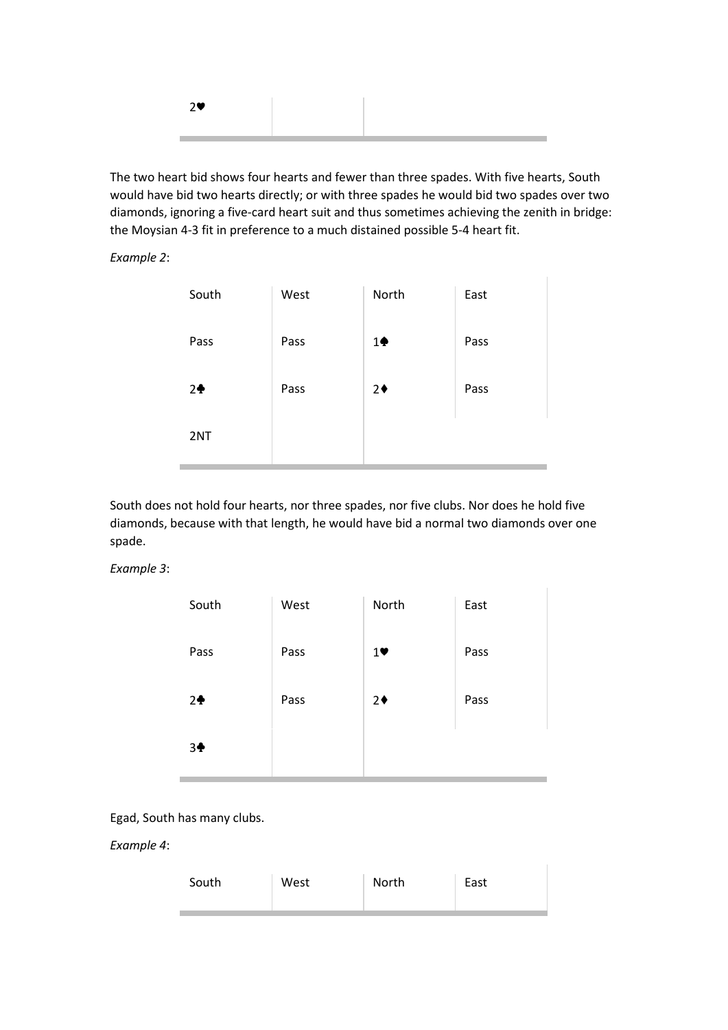| 2♥ | | | |
|---|---|---|---|

The two heart bid shows four hearts and fewer than three spades. With five hearts, South would have bid two hearts directly; or with three spades he would bid two spades over two diamonds, ignoring a five-card heart suit and thus sometimes achieving the zenith in bridge: the Moysian 4-3 fit in preference to a much distained possible 5-4 heart fit.

*Example 2*:

| South | West | North | East |
|---|---|---|---|
| Pass | Pass | 1♠ | Pass |
| 2♣ | Pass | 2♦ | Pass |
| 2NT | | | |

South does not hold four hearts, nor three spades, nor five clubs. Nor does he hold five diamonds, because with that length, he would have bid a normal two diamonds over one spade.

*Example 3*:

| South | West | North | East |
|---|---|---|---|
| Pass | Pass | 1♥ | Pass |
| 2♣ | Pass | 2♦ | Pass |
| 3♣ | | | |

Egad, South has many clubs.

*Example 4*:

| South | West | North | East |
|---|---|---|---|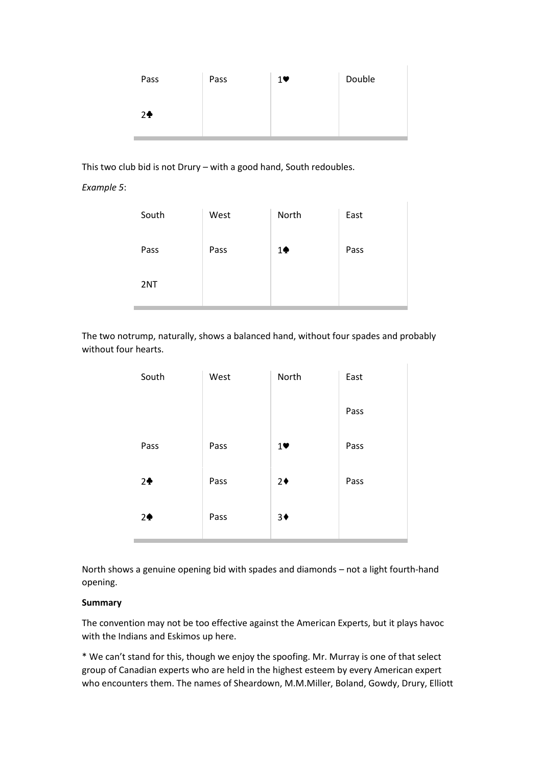| | | | |
|---|---|---|---|
| Pass | Pass | 1♥ | Double |
| 2♣ | | | |

This two club bid is not Drury – with a good hand, South redoubles.

*Example 5*:

| South | West | North | East |
|---|---|---|---|
| Pass | Pass | 1♠ | Pass |
| 2NT | | | |

The two notrump, naturally, shows a balanced hand, without four spades and probably without four hearts.

| South | West | North | East |
|---|---|---|---|
| | | | Pass |
| Pass | Pass | 1♥ | Pass |
| 2♣ | Pass | 2♦ | Pass |
| 2♠ | Pass | 3♦ | |

North shows a genuine opening bid with spades and diamonds – not a light fourth-hand opening.

**Summary**

The convention may not be too effective against the American Experts, but it plays havoc with the Indians and Eskimos up here.

* We can't stand for this, though we enjoy the spoofing. Mr. Murray is one of that select group of Canadian experts who are held in the highest esteem by every American expert who encounters them. The names of Sheardown, M.M.Miller, Boland, Gowdy, Drury, Elliott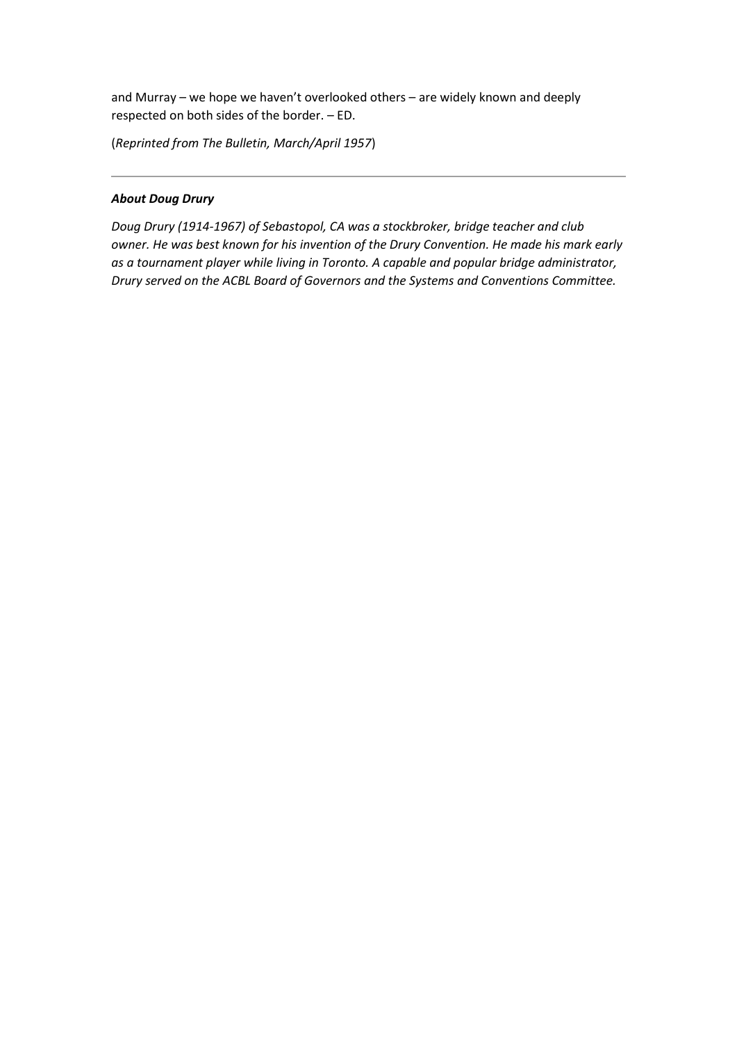and Murray – we hope we haven't overlooked others – are widely known and deeply respected on both sides of the border. – ED.

(*Reprinted from The Bulletin, March/April 1957*)

---

***About Doug Drury***

*Doug Drury (1914-1967) of Sebastopol, CA was a stockbroker, bridge teacher and club owner. He was best known for his invention of the Drury Convention. He made his mark early as a tournament player while living in Toronto. A capable and popular bridge administrator, Drury served on the ACBL Board of Governors and the Systems and Conventions Committee.*